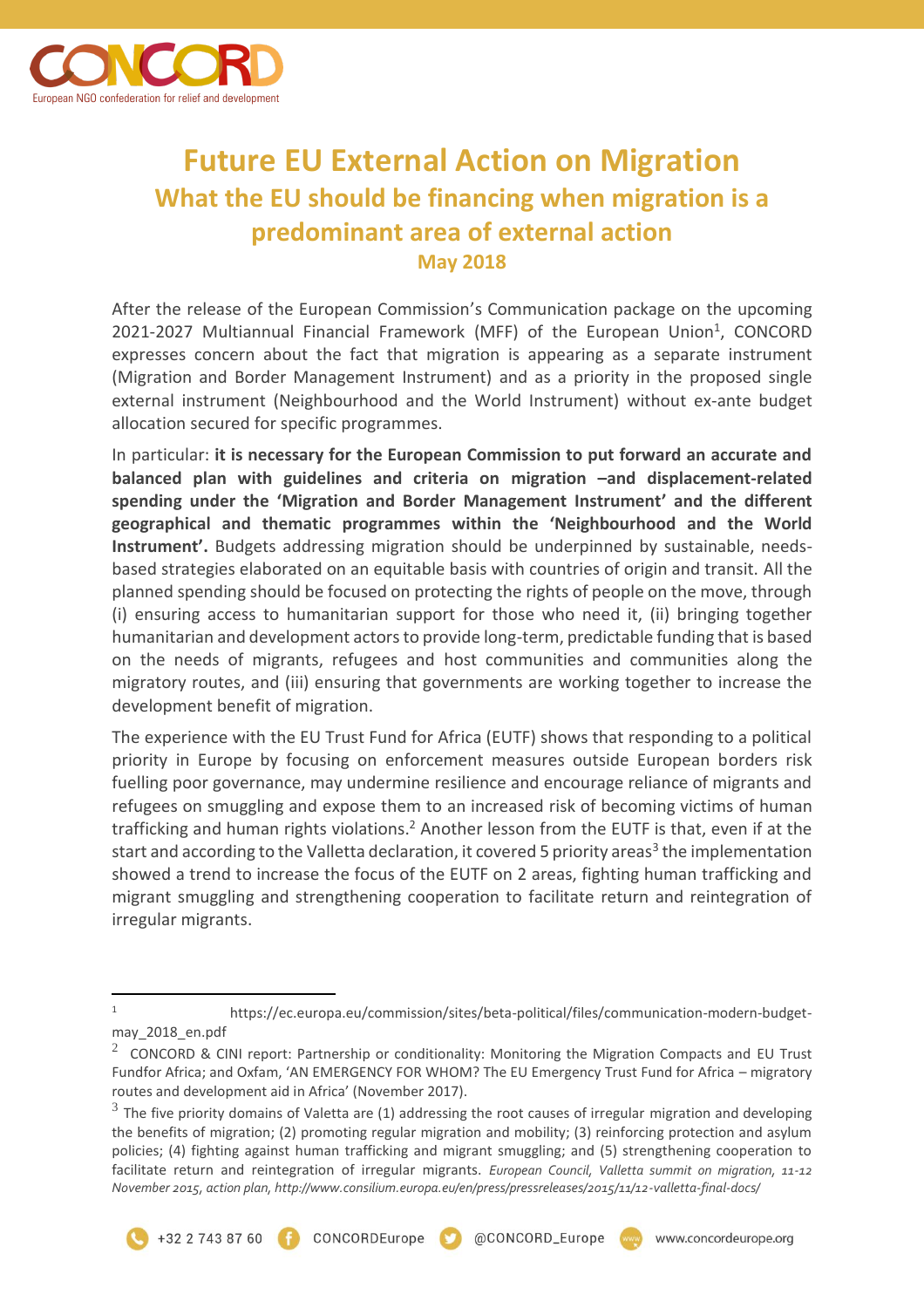CONCORD
European NGO confederation for relief and development

# Future EU External Action on Migration

## What the EU should be financing when migration is a predominant area of external action

### May 2018

After the release of the European Commission's Communication package on the upcoming 2021-2027 Multiannual Financial Framework (MFF) of the European Union[1], CONCORD expresses concern about the fact that migration is appearing as a separate instrument (Migration and Border Management Instrument) and as a priority in the proposed single external instrument (Neighbourhood and the World Instrument) without ex-ante budget allocation secured for specific programmes.

In particular: **it is necessary for the European Commission to put forward an accurate and balanced plan with guidelines and criteria on migration –and displacement-related spending under the 'Migration and Border Management Instrument' and the different geographical and thematic programmes within the 'Neighbourhood and the World Instrument'.** Budgets addressing migration should be underpinned by sustainable, needs-based strategies elaborated on an equitable basis with countries of origin and transit. All the planned spending should be focused on protecting the rights of people on the move, through (i) ensuring access to humanitarian support for those who need it, (ii) bringing together humanitarian and development actors to provide long-term, predictable funding that is based on the needs of migrants, refugees and host communities and communities along the migratory routes, and (iii) ensuring that governments are working together to increase the development benefit of migration.

The experience with the EU Trust Fund for Africa (EUTF) shows that responding to a political priority in Europe by focusing on enforcement measures outside European borders risk fuelling poor governance, may undermine resilience and encourage reliance of migrants and refugees on smuggling and expose them to an increased risk of becoming victims of human trafficking and human rights violations.[2] Another lesson from the EUTF is that, even if at the start and according to the Valletta declaration, it covered 5 priority areas[3] the implementation showed a trend to increase the focus of the EUTF on 2 areas, fighting human trafficking and migrant smuggling and strengthening cooperation to facilitate return and reintegration of irregular migrants.

---

[1] https://ec.europa.eu/commission/sites/beta-political/files/communication-modern-budget-may_2018_en.pdf

[2] CONCORD & CINI report: Partnership or conditionality: Monitoring the Migration Compacts and EU Trust Fundfor Africa; and Oxfam, 'AN EMERGENCY FOR WHOM? The EU Emergency Trust Fund for Africa – migratory routes and development aid in Africa' (November 2017).

[3] The five priority domains of Valetta are (1) addressing the root causes of irregular migration and developing the benefits of migration; (2) promoting regular migration and mobility; (3) reinforcing protection and asylum policies; (4) fighting against human trafficking and migrant smuggling; and (5) strengthening cooperation to facilitate return and reintegration of irregular migrants. *European Council, Valletta summit on migration, 11-12 November 2015, action plan, http://www.consilium.europa.eu/en/press/pressreleases/2015/11/12-valletta-final-docs/*

+32 2 743 87 60 CONCORDEurope @CONCORD_Europe www.concordeurope.org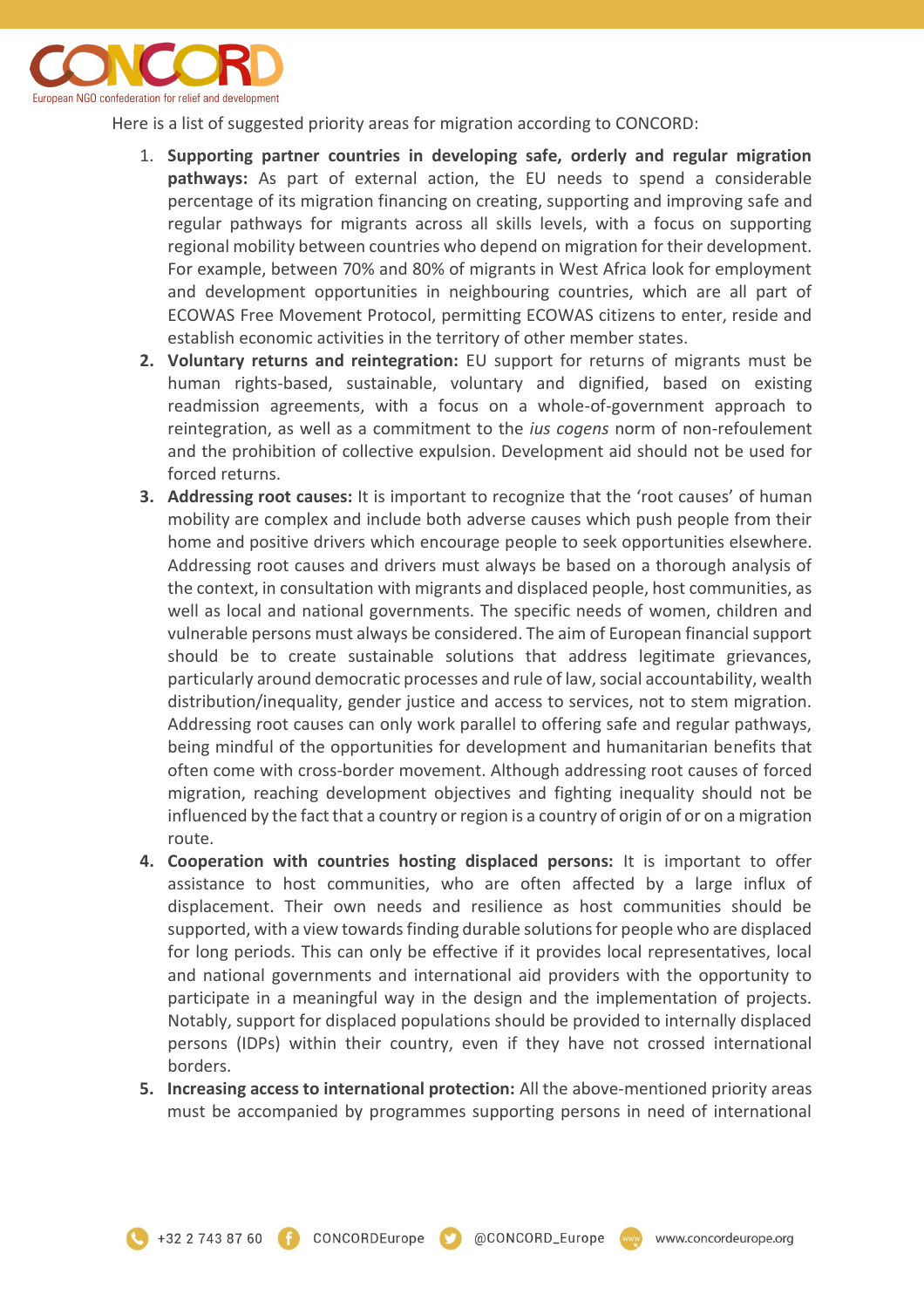Here is a list of suggested priority areas for migration according to CONCORD:

1. **Supporting partner countries in developing safe, orderly and regular migration pathways:** As part of external action, the EU needs to spend a considerable percentage of its migration financing on creating, supporting and improving safe and regular pathways for migrants across all skills levels, with a focus on supporting regional mobility between countries who depend on migration for their development. For example, between 70% and 80% of migrants in West Africa look for employment and development opportunities in neighbouring countries, which are all part of ECOWAS Free Movement Protocol, permitting ECOWAS citizens to enter, reside and establish economic activities in the territory of other member states.
2. **Voluntary returns and reintegration:** EU support for returns of migrants must be human rights-based, sustainable, voluntary and dignified, based on existing readmission agreements, with a focus on a whole-of-government approach to reintegration, as well as a commitment to the *ius cogens* norm of non-refoulement and the prohibition of collective expulsion. Development aid should not be used for forced returns.
3. **Addressing root causes:** It is important to recognize that the 'root causes' of human mobility are complex and include both adverse causes which push people from their home and positive drivers which encourage people to seek opportunities elsewhere. Addressing root causes and drivers must always be based on a thorough analysis of the context, in consultation with migrants and displaced people, host communities, as well as local and national governments. The specific needs of women, children and vulnerable persons must always be considered. The aim of European financial support should be to create sustainable solutions that address legitimate grievances, particularly around democratic processes and rule of law, social accountability, wealth distribution/inequality, gender justice and access to services, not to stem migration. Addressing root causes can only work parallel to offering safe and regular pathways, being mindful of the opportunities for development and humanitarian benefits that often come with cross-border movement. Although addressing root causes of forced migration, reaching development objectives and fighting inequality should not be influenced by the fact that a country or region is a country of origin of or on a migration route.
4. **Cooperation with countries hosting displaced persons:** It is important to offer assistance to host communities, who are often affected by a large influx of displacement. Their own needs and resilience as host communities should be supported, with a view towards finding durable solutions for people who are displaced for long periods. This can only be effective if it provides local representatives, local and national governments and international aid providers with the opportunity to participate in a meaningful way in the design and the implementation of projects. Notably, support for displaced populations should be provided to internally displaced persons (IDPs) within their country, even if they have not crossed international borders.
5. **Increasing access to international protection:** All the above-mentioned priority areas must be accompanied by programmes supporting persons in need of international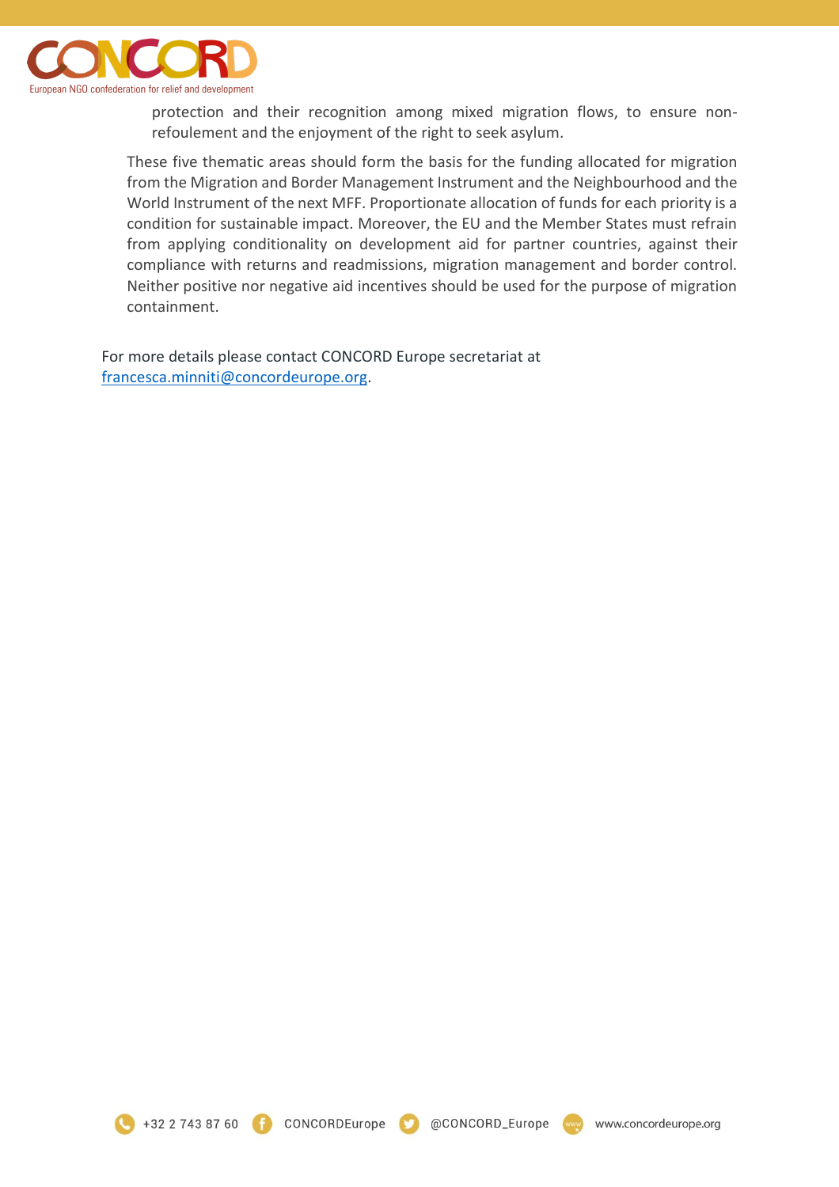protection and their recognition among mixed migration flows, to ensure non-refoulement and the enjoyment of the right to seek asylum.

These five thematic areas should form the basis for the funding allocated for migration from the Migration and Border Management Instrument and the Neighbourhood and the World Instrument of the next MFF. Proportionate allocation of funds for each priority is a condition for sustainable impact. Moreover, the EU and the Member States must refrain from applying conditionality on development aid for partner countries, against their compliance with returns and readmissions, migration management and border control. Neither positive nor negative aid incentives should be used for the purpose of migration containment.

For more details please contact CONCORD Europe secretariat at francesca.minniti@concordeurope.org.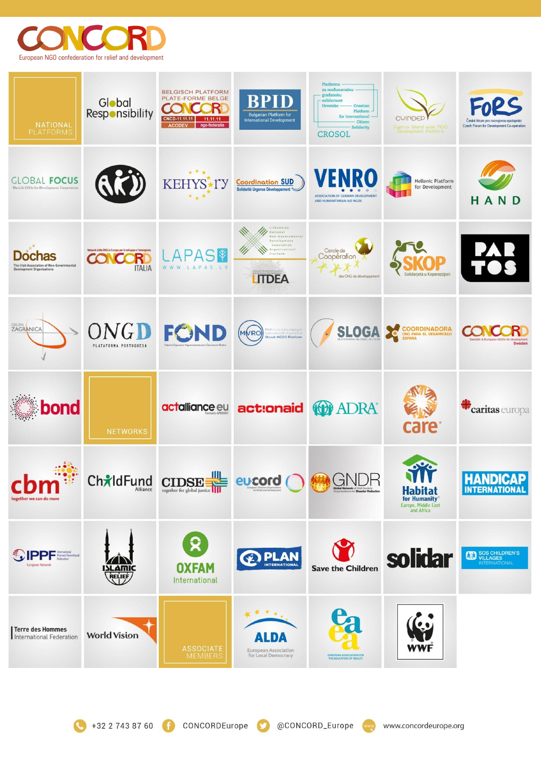# CONCORD

European NGO confederation for relief and development

## NATIONAL PLATFORMS

Global Responsibility

BELGISCH PLATFORM PLATE-FORME BELGE CONCORD CNCD-11.11.11 11.11.11 ACODEV ngo-federatie

BPID Bulgarian Platform for International Development

Platforma za međunarodnu građansku solidarnost Hrvatske – Croatian Platform for International Citizen Solidarity CROSOL

CYINDEP Cyprus Island wide NGO Development Platform

FoRS České fórum pro rozvojovou spolupráci Czech Forum for Development Co-operation

GLOBAL FOCUS Danish CSOs for Development Cooperation

AKÜ

KEHYS ry

Coordination SUD Solidarité Urgence Développement

VENRO Association of German Development and Humanitarian Aid NGOs

Hellenic Platform for Development

HAND

Dóchas The Irish Association of Non-Governmental Development Organisations

CONCORD ITALIA

LAPAS WWW.LAPAS.LV

Lithuanian National Non-Governmental Development Cooperation Organisations' Platform LITDEA

Cercle de Coopération des ONG de développement

SKOP Solidarjeta u Koperazzjoni

PARTOS

GRUPA ZAGRANICA

ONGD Plataforma Portuguesa

FOND

MVRO Slovak NGDO Platform

SLOGA Slovenian Global Action

COORDINADORA ONG PARA EL DESARROLLO ESPAÑA

CONCORD Swedish & European NGOs for development Sweden

bond

## NETWORKS

actalliance eu

actionaid

ADRA

care

caritas europa

cbm together we can do more

ChildFund Alliance

CIDSE together for global justice

eu-cord

GNDR Global Network of Civil Society Organisations for Disaster Reduction

Habitat for Humanity Europe, Middle East and Africa

HANDICAP INTERNATIONAL

IPPF European Network

ISLAMIC RELIEF

OXFAM International

PLAN INTERNATIONAL

Save the Children

solidar

SOS CHILDREN'S VILLAGES INTERNATIONAL

Terre des Hommes International Federation

World Vision

## ASSOCIATE MEMBERS

ALDA European Association for Local Democracy

eaea European Association for the Education of Adults

WWF

+32 2 743 87 60 CONCORDEurope @CONCORD_Europe www.concordeurope.org